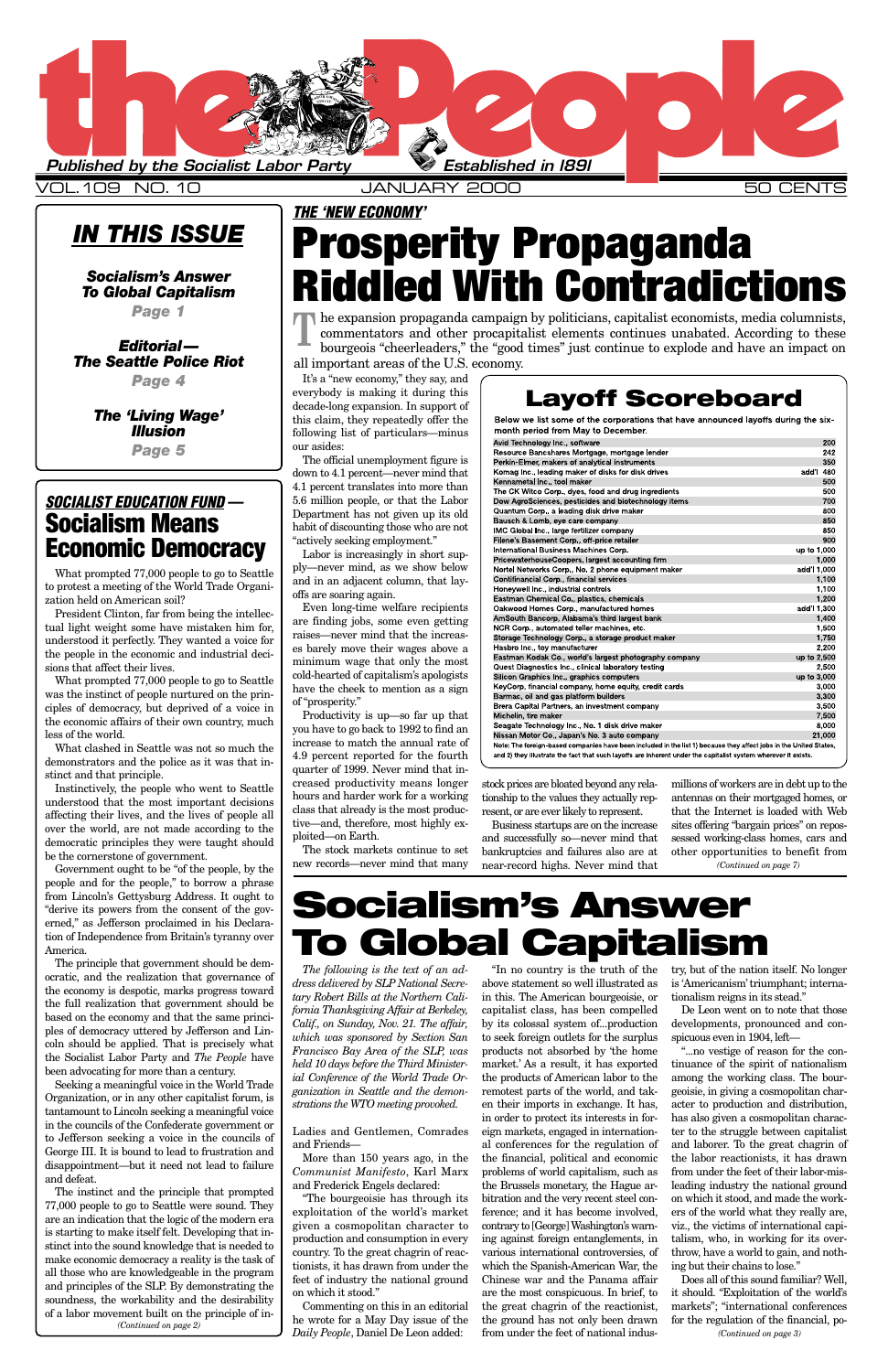# the People

*Published by the Socialist Labor Party* — *Established in 1891*

VOL. 109 NO. 10 — JANUARY 2000 — 50 CENTS

## IN THIS ISSUE

**Socialism's Answer To Global Capitalism**
Page 1

**Editorial— The Seattle Police Riot**
Page 4

**The 'Living Wage' Illusion**
Page 5

*THE 'NEW ECONOMY'*

# Prosperity Propaganda Riddled With Contradictions

The expansion propaganda campaign by politicians, capitalist economists, media columnists, commentators and other procapitalist elements continues unabated. According to these bourgeois "cheerleaders," the "good times" just continue to explode and have an impact on all important areas of the U.S. economy.

It's a "new economy," they say, and everybody is making it during this decade-long expansion. In support of this claim, they repeatedly offer the following list of particulars—minus our asides:

The official unemployment figure is down to 4.1 percent—never mind that 4.1 percent translates into more than 5.6 million people, or that the Labor Department has not given up its old habit of discounting those who are not "actively seeking employment."

Labor is increasingly in short supply—never mind, as we show below and in an adjacent column, that layoffs are soaring again.

Even long-time welfare recipients are finding jobs, some even getting raises—never mind that the increases barely move their wages above a minimum wage that only the most cold-hearted of capitalism's apologists have the cheek to mention as a sign of "prosperity."

Productivity is up—so far up that you have to go back to 1992 to find an increase to match the annual rate of 4.9 percent reported for the fourth quarter of 1999. Never mind that increased productivity means longer hours and harder work for a working class that already is the most productive—and, therefore, most highly exploited—on Earth.

The stock markets continue to set new records—never mind that many stock prices are bloated beyond any relationship to the values they actually represent, or are ever likely to represent.

Business startups are on the increase and successfully so—never mind that bankruptcies and failures also are at near-record highs. Never mind that millions of workers are in debt up to the antennas on their mortgaged homes, or that the Internet is loaded with Web sites offering "bargain prices" on repossessed working-class homes, cars and other opportunities to benefit from

*(Continued on page 7)*

## Layoff Scoreboard

Below we list some of the corporations that have announced layoffs during the six-month period from May to December.

| Company | Layoffs |
|---|---|
| Avid Technology Inc., software | 200 |
| Resource Bancshares Mortgage, mortgage lender | 242 |
| Perkin-Elmer, makers of analytical instruments | 350 |
| Komag Inc., leading maker of disks for disk drives | add'l 480 |
| Kennametal Inc., tool maker | 500 |
| The CK Witco Corp., dyes, food and drug ingredients | 500 |
| Dow AgroSciences, pesticides and biotechnology items | 700 |
| Quantum Corp., a leading disk drive maker | 800 |
| Bausch & Lomb, eye care company | 850 |
| IMC Global Inc., large fertilizer company | 850 |
| Filene's Basement Corp., off-price retailer | 900 |
| International Business Machines Corp. | up to 1,000 |
| PricewaterhouseCoopers, largest accounting firm | 1,000 |
| Nortel Networks Corp., No. 2 phone equipment maker | add'l 1,000 |
| Continental Corp., financial services | 1,100 |
| Honeywell Inc., industrial controls | 1,100 |
| Eastman Chemical Co., plastics, chemicals | 1,200 |
| Oakwood Homes Corp., manufactured homes | add'l 1,300 |
| AmSouth Bancorp, Alabama's third largest bank | 1,400 |
| NCR Corp., automated teller machines, etc. | 1,500 |
| Storage Technology Corp., a storage product maker | 1,750 |
| Hasbro Inc., toy manufacturer | 2,200 |
| Eastman Kodak Co., world's largest photography company | up to 2,500 |
| Quest Diagnostics Inc., clinical laboratory testing | 2,500 |
| Silicon Graphics Inc., graphics computers | up to 3,000 |
| KeyCorp, financial company, home equity, credit cards | 3,000 |
| Barmac, oil and gas platform builders | 3,300 |
| Brera Capital Partners, an investment company | 3,500 |
| Michelin, tire maker | 7,500 |
| Seagate Technology Inc., No. 1 disk drive maker | 8,000 |
| Nissan Motor Co., Japan's No. 3 auto company | 21,000 |

Note: The foreign-based companies have been included in the list 1) because they affect jobs in the United States, and 2) they illustrate the fact that such layoffs are inherent under the capitalist system wherever it exists.

*SOCIALIST EDUCATION FUND —*

## Socialism Means Economic Democracy

What prompted 77,000 people to go to Seattle to protest a meeting of the World Trade Organization held on American soil?

President Clinton, far from being the intellectual light weight some have mistaken him for, understood it perfectly. They wanted a voice for the people in the economic and industrial decisions that affect their lives.

What prompted 77,000 people to go to Seattle was the instinct of people nurtured on the principles of democracy, but deprived of a voice in the economic affairs of their own country, much less of the world.

What clashed in Seattle was not so much the demonstrators and the police as it was that instinct and that principle.

Instinctively, the people who went to Seattle understood that the most important decisions affecting their lives, and the lives of people all over the world, are not made according to the democratic principles they were taught should be the cornerstone of government.

Government ought to be "of the people, by the people and for the people," to borrow a phrase from Lincoln's Gettysburg Address. It ought to "derive its powers from the consent of the governed," as Jefferson proclaimed in his Declaration of Independence from Britain's tyranny over America.

The principle that government should be democratic, and the realization that governance of the economy is despotic, marks progress toward the full realization that government should be based on the economy and that the same principles of democracy uttered by Jefferson and Lincoln should be applied. That is precisely what the Socialist Labor Party and *The People* have been advocating for more than a century.

Seeking a meaningful voice in the World Trade Organization, or in any other capitalist forum, is tantamount to Lincoln seeking a meaningful voice in the councils of the Confederate government or to Jefferson seeking a voice in the councils of George III. It is bound to lead to frustration and disappointment—but it need not lead to failure and defeat.

The instinct and the principle that prompted 77,000 people to go to Seattle were sound. They are an indication that the logic of the modern era is starting to make itself felt. Developing that instinct into the sound knowledge that is needed to make economic democracy a reality is the task of all those who are knowledgeable in the program and principles of the SLP. By demonstrating the soundness, the workability and the desirability of a labor movement built on the principle of in-

*(Continued on page 2)*

# Socialism's Answer To Global Capitalism

*The following is the text of an address delivered by SLP National Secretary Robert Bills at the Northern California Thanksgiving Affair at Berkeley, Calif., on Sunday, Nov. 21. The affair, which was sponsored by Section San Francisco Bay Area of the SLP, was held 10 days before the Third Ministerial Conference of the World Trade Organization in Seattle and the demonstrations the WTO meeting provoked.*

Ladies and Gentlemen, Comrades and Friends—

More than 150 years ago, in the *Communist Manifesto*, Karl Marx and Frederick Engels declared:

"The bourgeoisie has through its exploitation of the world's market given a cosmopolitan character to production and consumption in every country. To the great chagrin of reactionists, it has drawn from under the feet of industry the national ground on which it stood."

Commenting on this in an editorial he wrote for a May Day issue of the *Daily People*, Daniel De Leon added:

"In no country is the truth of the above statement so well illustrated as in this. The American bourgeoisie, or capitalist class, has been compelled by its colossal system of...production to seek foreign outlets for the surplus products not absorbed by 'the home market.' As a result, it has exported the products of American labor to the remotest parts of the world, and taken their imports in exchange. It has, in order to protect its interests in foreign markets, engaged in international conferences for the regulation of the financial, political and economic problems of world capitalism, such as the Brussels monetary, the Hague arbitration and the very recent steel conference; and it has become involved, contrary to [George] Washington's warning against foreign entanglements, in various international controversies, of which the Spanish-American War, the Chinese war and the Panama affair are the most conspicuous. In brief, to the great chagrin of the reactionist, the ground has not only been drawn from under the feet of national industry, but of the nation itself. No longer is 'Americanism' triumphant; internationalism reigns in its stead."

De Leon went on to note that those developments, pronounced and conspicuous even in 1904, left—

"...no vestige of reason for the continuance of the spirit of nationalism among the working class. The bourgeoisie, in giving a cosmopolitan character to production and distribution, has also given a cosmopolitan character to the struggle between capitalist and laborer. To the great chagrin of the labor reactionists, it has drawn from under the feet of their labor-misleading industry the national ground on which it stood, and made the workers of the world what they really are, viz., the victims of international capitalism, who, in working for its overthrow, have a world to gain, and nothing but their chains to lose."

Does all of this sound familiar? Well, it should. "Exploitation of the world's markets"; "international conferences for the regulation of the financial, po-

*(Continued on page 3)*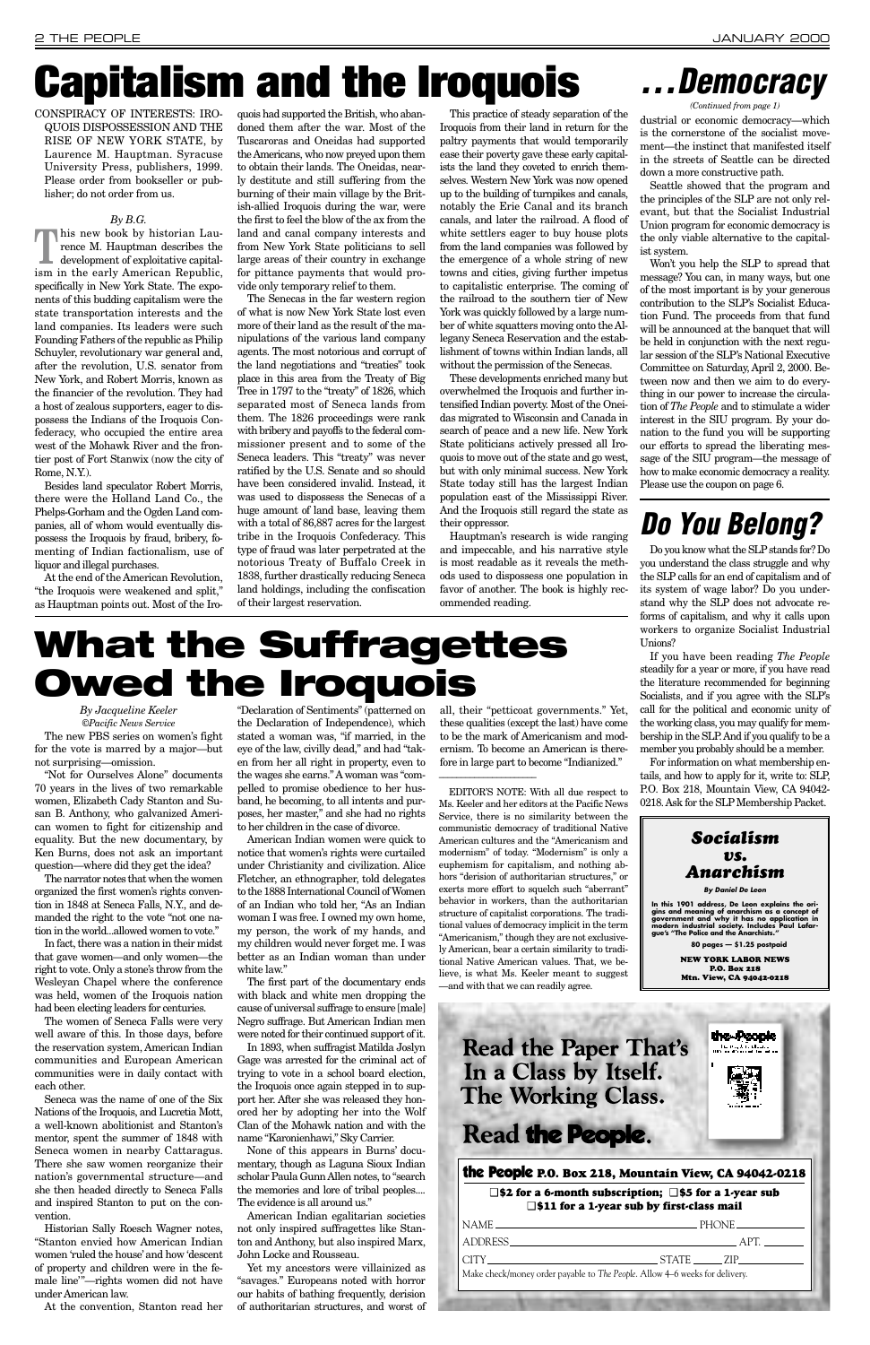# Capitalism and the Iroquois

CONSPIRACY OF INTERESTS: IROQUOIS DISPOSSESSION AND THE RISE OF NEW YORK STATE, by Laurence M. Hauptman. Syracuse University Press, publishers, 1999. Please order from bookseller or publisher; do not order from us.

*By B.G.*

This new book by historian Laurence M. Hauptman describes the development of exploitative capitalism in the early American Republic, specifically in New York State. The exponents of this budding capitalism were the state transportation interests and the land companies. Its leaders were such Founding Fathers of the republic as Philip Schuyler, revolutionary war general and, after the revolution, U.S. senator from New York, and Robert Morris, known as the financier of the revolution. They had a host of zealous supporters, eager to dispossess the Indians of the Iroquois Confederacy, who occupied the entire area west of the Mohawk River and the frontier post of Fort Stanwix (now the city of Rome, N.Y.).

Besides land speculator Robert Morris, there were the Holland Land Co., the Phelps-Gorham and the Ogden Land companies, all of whom would eventually dispossess the Iroquois by fraud, bribery, fomenting of Indian factionalism, use of liquor and illegal purchases.

At the end of the American Revolution, "the Iroquois were weakened and split," as Hauptman points out. Most of the Iroquois had supported the British, who abandoned them after the war. Most of the Tuscaroras and Oneidas had supported the Americans, who now preyed upon them to obtain their lands. The Oneidas, nearly destitute and still suffering from the burning of their main village by the British-allied Iroquois during the war, were the first to feel the blow of the ax from the land and canal company interests and from New York State politicians to sell large areas of their country in exchange for pittance payments that would provide only temporary relief to them.

The Senecas in the far western region of what is now New York State lost even more of their land as the result of the manipulations of the various land company agents. The most notorious and corrupt of the land negotiations and "treaties" took place in this area from the Treaty of Big Tree in 1797 to the "treaty" of 1826, which separated most of Seneca lands from them. The 1826 proceedings were rank with bribery and payoffs to the federal commissioner present and to some of the Seneca leaders. This "treaty" was never ratified by the U.S. Senate and so should have been considered invalid. Instead, it was used to dispossess the Senecas of a huge amount of land base, leaving them with a total of 86,887 acres for the largest tribe in the Iroquois Confederacy. This type of fraud was later perpetrated at the notorious Treaty of Buffalo Creek in 1838, further drastically reducing Seneca land holdings, including the confiscation of their largest reservation.

This practice of steady separation of the Iroquois from their land in return for the paltry payments that would temporarily ease their poverty gave these early capitalists the land they coveted to enrich themselves. Western New York was now opened up to the building of turnpikes and canals, notably the Erie Canal and its branch canals, and later the railroad. A flood of white settlers eager to buy house plots from the land companies was followed by the emergence of a whole string of new towns and cities, giving further impetus to capitalistic enterprise. The coming of the railroad to the southern tier of New York was quickly followed by a large number of white squatters moving onto the Allegany Seneca Reservation and the establishment of towns within Indian lands, all without the permission of the Senecas.

These developments enriched many but overwhelmed the Iroquois and further intensified Indian poverty. Most of the Oneidas migrated to Wisconsin and Canada in search of peace and a new life. New York State politicians actively pressed all Iroquois to move out of the state and go west, but with only minimal success. New York State today still has the largest Indian population east of the Mississippi River. And the Iroquois still regard the state as their oppressor.

Hauptman's research is wide ranging and impeccable, and his narrative style is most readable as it reveals the methods used to dispossess one population in favor of another. The book is highly recommended reading.

# ...Democracy

*(Continued from page 1)*

dustrial or economic democracy—which is the cornerstone of the socialist movement—the instinct that manifested itself in the streets of Seattle can be directed down a more constructive path.

Seattle showed that the program and the principles of the SLP are not only relevant, but that the Socialist Industrial Union program for economic democracy is the only viable alternative to the capitalist system.

Won't you help the SLP to spread that message? You can, in many ways, but one of the most important is by your generous contribution to the SLP's Socialist Education Fund. The proceeds from that fund will be announced at the banquet that will be held in conjunction with the next regular session of the SLP's National Executive Committee on Saturday, April 2, 2000. Between now and then we aim to do everything in our power to increase the circulation of *The People* and to stimulate a wider interest in the SIU program. By your donation to the fund you will be supporting our efforts to spread the liberating message of the SIU program—the message of how to make economic democracy a reality. Please use the coupon on page 6.

# What the Suffragettes Owed the Iroquois

*By Jacqueline Keeler*
*©Pacific News Service*

The new PBS series on women's fight for the vote is marred by a major—but not surprising—omission.

"Not for Ourselves Alone" documents 70 years in the lives of two remarkable women, Elizabeth Cady Stanton and Susan B. Anthony, who galvanized American women to fight for citizenship and equality. But the new documentary, by Ken Burns, does not ask an important question—where did they get the idea?

The narrator notes that when the women organized the first women's rights convention in 1848 at Seneca Falls, N.Y., and demanded the right to the vote "not one nation in the world...allowed women to vote."

In fact, there was a nation in their midst that gave women—and only women—the right to vote. Only a stone's throw from the Wesleyan Chapel where the conference was held, women of the Iroquois nation had been electing leaders for centuries.

The women of Seneca Falls were very well aware of this. In those days, before the reservation system, American Indian communities and European American communities were in daily contact with each other.

Seneca was the name of one of the Six Nations of the Iroquois, and Lucretia Mott, a well-known abolitionist and Stanton's mentor, spent the summer of 1848 with Seneca women in nearby Cattaragus. There she saw women reorganize their nation's governmental structure—and she then headed directly to Seneca Falls and inspired Stanton to put on the convention.

Historian Sally Roesch Wagner notes, "Stanton envied how American Indian women 'ruled the house' and how 'descent of property and children were in the female line'"—rights women did not have under American law.

At the convention, Stanton read her "Declaration of Sentiments" (patterned on the Declaration of Independence), which stated a woman was, "if married, in the eye of the law, civilly dead," and had "taken from her all right in property, even to the wages she earns." A woman was "compelled to promise obedience to her husband, he becoming, to all intents and purposes, her master," and she had no rights to her children in the case of divorce.

American Indian women were quick to notice that women's rights were curtailed under Christianity and civilization. Alice Fletcher, an ethnographer, told delegates to the 1888 International Council of Women of an Indian who told her, "As an Indian woman I was free. I owned my own home, my person, the work of my hands, and my children would never forget me. I was better as an Indian woman than under white law."

The first part of the documentary ends with black and white men dropping the cause of universal suffrage to ensure [male] Negro suffrage. But American Indian men were noted for their continued support of it.

In 1893, when suffragist Matilda Joslyn Gage was arrested for the criminal act of trying to vote in a school board election, the Iroquois once again stepped in to support her. After she was released they honored her by adopting her into the Wolf Clan of the Mohawk nation and with the name "Karonienhawi," Sky Carrier.

None of this appears in Burns' documentary, though as Laguna Sioux Indian scholar Paula Gunn Allen notes, to "search the memories and lore of tribal peoples.... The evidence is all around us."

American Indian egalitarian societies not only inspired suffragettes like Stanton and Anthony, but also inspired Marx, John Locke and Rousseau.

Yet my ancestors were villainized as "savages." Europeans noted with horror our habits of bathing frequently, derision of authoritarian structures, and worst of all, their "petticoat governments." Yet, these qualities (except the last) have come to be the mark of Americanism and modernism. To become an American is therefore in large part to become "Indianized."

---

EDITOR'S NOTE: With all due respect to Ms. Keeler and her editors at the Pacific News Service, there is no similarity between the communistic democracy of traditional Native American cultures and the "Americanism and modernism" of today. "Modernism" is only a euphemism for capitalism, and nothing abhors "derision of authoritarian structures," or exerts more effort to squelch such "aberrant" behavior in workers, than the authoritarian structure of capitalist corporations. The traditional values of democracy implicit in the term "Americanism," though they are not exclusively American, bear a certain similarity to traditional Native American values. That, we believe, is what Ms. Keeler meant to suggest—and with that we can readily agree.

# Do You Belong?

Do you know what the SLP stands for? Do you understand the class struggle and why the SLP calls for an end of capitalism and of its system of wage labor? Do you understand why the SLP does not advocate reforms of capitalism, and why it calls upon workers to organize Socialist Industrial Unions?

If you have been reading *The People* steadily for a year or more, if you have read the literature recommended for beginning Socialists, and if you agree with the SLP's call for the political and economic unity of the working class, you may qualify for membership in the SLP. And if you qualify to be a member you probably should be a member.

For information on what membership entails, and how to apply for it, write to: SLP, P.O. Box 218, Mountain View, CA 94042-0218. Ask for the SLP Membership Packet.

### *Socialism vs. Anarchism*

*By Daniel De Leon*

**In this 1901 address, De Leon explains the origins and meaning of anarchism as a concept of government and why it has no application in modern industrial society. Includes Paul Lafargue's "The Police and the Anarchists."**

**80 pages — $1.25 postpaid**

**NEW YORK LABOR NEWS**
**P.O. Box 218**
**Mtn. View, CA 94042-0218**

## Read the Paper That's In a Class by Itself. The Working Class.

## Read the People.

**the People P.O. Box 218, Mountain View, CA 94042-0218**

❑ $2 for a 6-month subscription; ❑ $5 for a 1-year sub
❑ $11 for a 1-year sub by first-class mail

NAME ____________________ PHONE __________

ADDRESS ____________________ APT. ______

CITY ____________________ STATE ______ ZIP __________

Make check/money order payable to *The People*. Allow 4–6 weeks for delivery.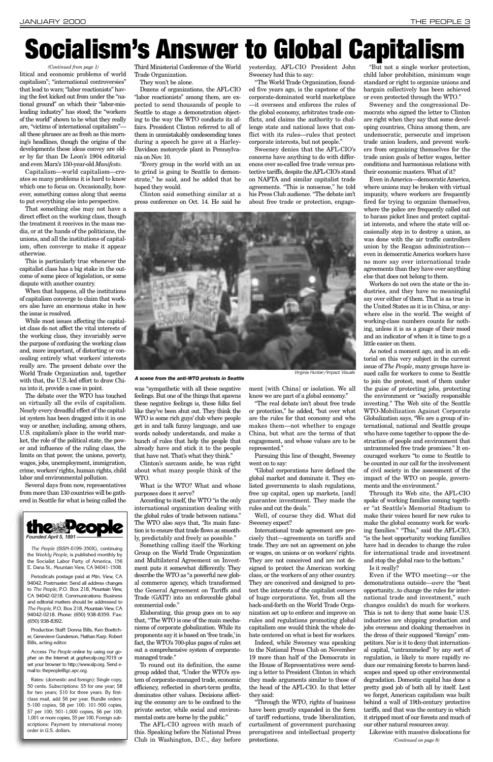# Socialism's Answer to Global Capitalism

*(Continued from page 1)*

litical and economic problems of world capitalism"; "international controversies" that lead to wars; "labor reactionists" having the feet kicked out from under the "national ground" on which their "labor-misleading industry" has stood; the "workers of the world" shown to be what they really are, "victims of international capitalism"—all these phrases are as fresh as this morning's headlines, though the origins of the developments these ideas convey are older by far than De Leon's 1904 editorial and even Marx's 150-year-old *Manifesto.*

Capitalism—world capitalism—creates so many problems it is hard to know which one to focus on. Occasionally, however, something comes along that seems to put everything else into perspective.

That something else may not have a direct effect on the working class, though the treatment it receives in the mass media, or at the hands of the politicians, the unions, and all the institutions of capitalism, often converge to make it appear otherwise.

This is particularly true whenever the capitalist class has a big stake in the outcome of some piece of legislation, or some dispute with another country.

When that happens, all the institutions of capitalism converge to claim that workers also have an enormous stake in how the issue is resolved.

While most issues affecting the capitalist class do not affect the vital interests of the working class, they invariably serve the purpose of confusing the working class and, more important, of distorting or concealing entirely what workers' interests really are. The present debate over the World Trade Organization and, together with that, the U.S.-led effort to draw China into it, provide a case in point.

The debate over the WTO has touched on virtually all the evils of capitalism. Nearly every dreadful effect of the capitalist system has been dragged into it in one way or another, including, among others, U.S. capitalism's place in the world market, the role of the political state, the power and influence of the ruling class, the limits on that power, the unions, poverty, wages, jobs, unemployment, immigration, crime, workers' rights, human rights, child labor and environmental pollution.

Several days from now, representatives from more than 130 countries will be gathered in Seattle for what is being called the Third Ministerial Conference of the World Trade Organization.

They won't be alone.

Dozens of organizations, the AFL-CIO "labor reactionists" among them, are expected to send thousands of people to Seattle to stage a demonstration objecting to the way the WTO conducts its affairs. President Clinton referred to all of them in unmistakably condescending tones during a speech he gave at a Harley-Davidson motorcycle plant in Pennsylvania on Nov. 10.

"Every group in the world with an ax to grind is going to Seattle to demonstrate," he said, and he added that he hoped they would.

Clinton said something similar at a press conference on Oct. 14. He said he was "sympathetic with all these negative feelings. But one of the things that spawns these negative feelings is, these folks feel like they've been shut out. They think the WTO is some rich guys' club where people get in and talk funny language, and use words nobody understands, and make a bunch of rules that help the people that already have and stick it to the people that have not. That's what they think."

Clinton's sarcasm aside, he was right about what many people think of the WTO.

What is the WTO? What and whose purposes does it serve?

According to itself, the WTO "is the only international organization dealing with the global rules of trade between nations." The WTO also says that, "Its main function is to ensure that trade flows as smoothly, predictably and freely as possible."

Something calling itself the Working Group on the World Trade Organization and Multilateral Agreement on Investment puts it somewhat differently. They describe the WTO as "a powerful new global commerce agency, which transformed the General Agreement on Tariffs and Trade (GATT) into an enforceable global commercial code."

Elaborating, this group goes on to say that, "The WTO is one of the main mechanisms of corporate globalization. While its proponents say it is based on 'free trade,' in fact, the WTO's 700-plus pages of rules set out a comprehensive system of corporate-managed trade."

To round out its definition, the same group added that, "Under the WTO's system of corporate-managed trade, economic efficiency, reflected in short-term profits, dominates other values. Decisions affecting the economy are to be confined to the private sector, while social and environmental costs are borne by the public."

The AFL-CIO agrees with much of this. Speaking before the National Press Club in Washington, D.C., day before yesterday, AFL-CIO President John Sweeney had this to say:

"The World Trade Organization, founded five years ago, is the capstone of the corporate-dominated world marketplace—it oversees and enforces the rules of the global economy, arbitrates trade conflicts, and claims the authority to challenge state and national laws that conflict with its rules—rules that protect corporate interests, but not people."

Sweeney denies that the AFL-CIO's concerns have anything to do with differences over so-called free trade versus protective tariffs, despite the AFL-CIO's stand on NAFTA and similar capitalist trade agreements. "This is nonsense," he told his Press Club audience. "The debate isn't about free trade or protection, engagement [with China] or isolation. We all know we are part of a global economy."

"The real debate isn't about free trade or protection," he added, "but over what are the rules for that economy and who makes them—not whether to engage China, but what are the terms of that engagement, and whose values are to be represented."

Pursuing this line of thought, Sweeney went on to say:

"Global corporations have defined the global market and dominate it. They enlisted governments to slash regulations, free up capital, open up markets, [and] guarantee investment. They made the rules and cut the deals."

Well, of course they did. What did Sweeney expect?

International trade agreement are precisely that—agreements on tariffs and trade. They are not an agreement on jobs or wages, on unions or on workers' rights. They are not conceived and are not designed to protect the American working class, or the workers of any other country. They are conceived and designed to protect the interests of the capitalist owners of huge corporations. Yet, from all the back-and-forth on the World Trade Organization set up to enforce and improve on rules and regulations promoting global capitalism one would think the whole debate centered on what is best for workers.

Indeed, while Sweeney was speaking to the National Press Club on November 19 more than half of the Democrats in the House of Representatives were sending a letter to President Clinton in which they made arguments similar to those of the head of the AFL-CIO. In that letter they said:

"Through the WTO, rights of business have been greatly expanded in the form of tariff reductions, trade liberalization, curtailment of government purchasing prerogatives and intellectual property protections.

"But not a single worker protection, child labor prohibition, minimum wage standard or right to organize unions and bargain collectively has been achieved or even protected through the WTO."

Sweeney and the congressional Democrats who signed the letter to Clinton are right when they say that some developing countries, China among them, are undemocratic, persecute and imprison trade union leaders, and prevent workers from organizing themselves for the trade union goals of better wages, better conditions and harmonious relations with their economic masters. What of it?

Even in America—democratic America, where unions may be broken with virtual impunity, where workers are frequently fired for trying to organize themselves, where the police are frequently called out to harass picket lines and protect capitalist interests, and where the state will occasionally step in to destroy a union, as was done with the air traffic controllers union by the Reagan administration—even in democratic America workers have no more say over international trade agreements than they have over anything else that does not belong to them.

Workers do not own the state or the industries, and they have no meaningful say over either of them. That is as true in the United States as it is in China, or anywhere else in the world. The weight of working-class numbers counts for nothing, unless it is as a gauge of their mood and an indicator of when it is time to go a little easier on them.

As noted a moment ago, and in an editorial on this very subject in the current issue of *The People*, many groups have issued calls for workers to come to Seattle to join the protest, most of them under the guise of protecting jobs, protecting the environment or "socially responsible investing." The Web site of the Seattle WTO-Mobilization Against Corporate Globalization says, "We are a group of international, national and Seattle groups who have come together to oppose the destruction of people and environment that untrammeled free trade promises." It encouraged workers "to come to Seattle to be counted in our call for the involvement of civil society in the assessment of the impact of the WTO on people, governments and the environment."

Through its Web site, the AFL-CIO spoke of working families coming together at Seattle's Memorial Stadium to make their voices heard for new rules to make the global economy work for working families." "This," said the AFL-CIO, "is the best opportunity working families have had in decades to change the rules for international trade and investment and stop the global race to the bottom."

Is it really?

Even if the WTO meeting—or the demonstrations outside—*were* the "best opportunity...to change the rules for international trade and investment," such changes couldn't do much for workers. This is not to deny that some basic U.S. industries are shipping production and jobs overseas and cloaking themselves in the dress of their supposed "foreign" competitors. Nor is it to deny that international capital, "untrammeled" by any sort of regulation, is likely to more rapidly reduce our remaining forests to barren landscapes and speed up other environmental degradation. Domestic capital has done a pretty good job of both all by itself. Lest we forget, American capitalism was built behind a wall of 19th-century protective tariffs, and that was the century in which it stripped most of our forests and much of our other natural resources away.

Likewise with massive dislocations for

*(Continued on page 8)*

Virginia Hunter/Impact Visuals

***A scene from the anti-WTO protests in Seattle***

---

**the People**
*Founded April 5, 1891*

*The People* (ISSN-0199-350X), continuing the *Weekly People*, is published monthly by the Socialist Labor Party of America, 156 E. Dana St., Mountain View, CA 94041-1508.

Periodicals postage paid at Mtn. View, CA 94042. Postmaster: Send all address changes to *The People*, P.O. Box 218, Mountain View, CA 94042-0218. Communications: Business and editorial matters should be addressed to *The People*, P.O. Box 218, Mountain View, CA 94042-0218. Phone: (650) 938-8359. Fax: (650) 938-8392.

Production Staff: Donna Bills, Ken Boettcher, Genevieve Gunderson, Nathan Karp. Robert Bills, acting editor.

Access *The People* online by using our gopher on the Internet at gopher.slp.org:7019 or set your browser to http://www.slp.org. Send e-mail to: thepeople@igc.apc.org.

Rates: (domestic and foreign): Single copy, 50 cents. Subscriptions: $5 for one year; $8 for two years; $10 for three years. By first-class mail, add $6 per year. Bundle orders: 5-100 copies, $8 per 100; 101-500 copies, $7 per 100; 501-1,000 copies, $6 per 100; 1,001 or more copies, $5 per 100. Foreign subscriptions: Payment by international money order in U.S. dollars.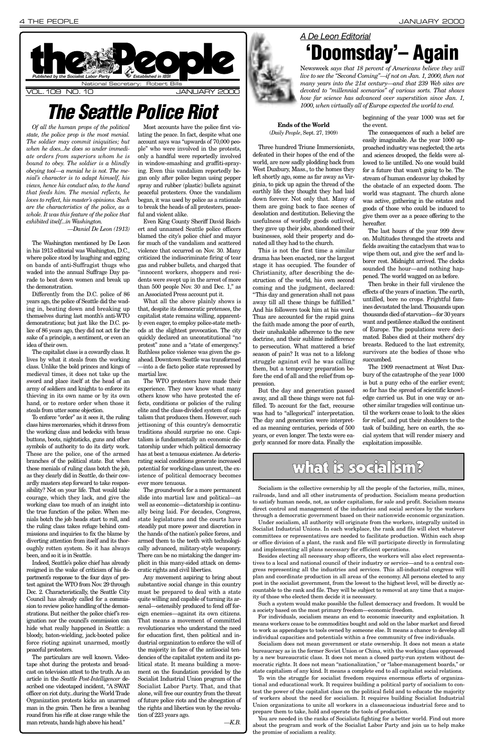# The Seattle Police Riot

*Of all the human props of the political state, the police prop is the most menial. The soldier may commit iniquities; but when he does...he does so under immediate orders from superiors whom he is bound to obey. The soldier is a blindly obeying tool—a menial he is not. The menial's character is to adapt himself, his views, hence his conduct also, to the hand that feeds him. The menial reflects, he loves to reflect, his master's opinions. Such are the characteristics of the police, as a whole. It was this feature of the police that exhibited itself...in Washington.*

*—Daniel De Leon (1913)*

The Washington mentioned by De Leon in his 1913 editorial was Washington, D.C., where police stood by laughing and egging on bands of anti-Suffragist thugs who waded into the annual Suffrage Day parade to beat down women and break up the demonstration.

Differently from the D.C. police of 86 years ago, the police of Seattle did the wading in, beating down and breaking up themselves during last month's anti-WTO demonstrations; but just like the D.C. police of 86 years ago, they did not act for the sake of a principle, a sentiment, or even an idea of their own.

The capitalist class is a cowardly class. It lives by what it steals from the working class. Unlike the bold princes and kings of medieval times, it does not take up the sword and place itself at the head of an army of soldiers and knights to enforce its thieving in its own name or by its own hand, or to restore order when those it steals from utter some objection.

To enforce "order" as it sees it, the ruling class hires mercenaries, which it draws from the working class and bedecks with brass buttons, boots, nightsticks, guns and other symbols of authority to do its dirty work. These are the police, one of the armed branches of the political state. But when these menials of ruling class botch the job, as they clearly did in Seattle, do their cowardly masters step forward to take responsibility? Not on your life. That would take courage, which they lack, and give the working class too much of an insight into the true function of the police. When menials botch the job heads start to roll, and the ruling class takes refuge behind commissions and inquiries to fix the blame by diverting attention from itself and its thoroughly rotten system. So it has always been, and so it is in Seattle.

Indeed, Seattle's police chief has already resigned in the wake of criticism of his department's response to the four days of protest against the WTO from Nov. 29 through Dec. 2. Characteristically, the Seattle City Council has already called for a commission to review police handling of the demonstrations. But neither the police chief's resignation nor the council's commission can hide what really happened in Seattle: a bloody, baton-wielding, jack-booted police force rioting against unarmed, mostly peaceful protesters.

The particulars are well known. Videotape shot during the protests and broadcast on television attest to the truth. As an article in the *Seattle Post-Intelligencer* described one videotaped incident, "A SWAT officer on riot duty...during the World Trade Organization protests kicks an unarmed man in the groin. Then he fires a beanbag round from his rifle at close range while the man retreats, hands high above his head."

Most accounts have the police first violating the peace. In fact, despite what one account says was "upwards of 70,000 people" who were involved in the protests, only a handful were reportedly involved in window-smashing and graffiti-spraying. Even this vandalism reportedly began only after police began using pepper spray and rubber (plastic) bullets against peaceful protesters. Once the vandalism began, it was used by police as a rationale to break the heads of all protesters, peaceful and violent alike.

Even King County Sheriff David Reichert and unnamed Seattle police officers blamed the city's police chief and mayor for much of the vandalism and scattered violence that occurred on Nov. 30. Many criticized the indiscriminate firing of tear gas and rubber bullets, and charged that "innocent workers, shoppers and residents were swept up in the arrest of more than 500 people Nov. 30 and Dec. 1," as an Associated Press account put it.

What all the above plainly shows is that, despite its democratic pretenses, the capitalist state remains willing, apparently even eager, to employ police-state methods at the slightest provocation. The city quickly declared an unconstitutional "no protest" zone and a "state of emergency." Ruthless police violence was given the go-ahead. Downtown Seattle was transformed—into a de facto police state repressed by martial law.

The WTO protesters have made their experience. They now know what many others know who have protested the effects, conditions or policies of the ruling elite and the class-divided system of capitalism that produces them. However, such jettisoning of this country's democratic traditions should surprise no one. Capitalism is fundamentally an economic dictatorship under which political democracy has at best a tenuous existence. As deteriorating social conditions generate increased potential for working-class unrest, the existence of political democracy becomes ever more tenuous.

The groundwork for a more permanent slide into martial law and political—as well as economic—dictatorship is continually being laid. For decades, Congress, state legislatures and the courts have steadily put more power and discretion in the hands of the nation's police forces, and armed them to the teeth with technologically advanced, military-style weaponry. There can be no mistaking the danger implicit in this many-sided attack on democratic rights and civil liberties.

Any movement aspiring to bring about substantive social change in this country must be prepared to deal with a state quite willing and capable of turning its arsenal—ostensibly produced to fend off foreign enemies—against its own citizens. That means a movement of committed revolutionaries who understand the need for education first, then political and industrial organization to enforce the will of the majority in face of the antisocial tendencies of the capitalist system and its political state. It means building a movement on the foundation provided by the Socialist Industrial Union program of the Socialist Labor Party. That, and that alone, will free our country from the threat of future police riots and the abnegation of the rights and liberties won by the revolution of 223 years ago.

*—K.B.*

## *A De Leon Editorial*

# 'Doomsday'— Again

*Newsweek says that 18 percent of Americans believe they will live to see the "Second Coming"—if not on Jan. 1, 2000, then not many years into the 21st century—and that 239 Web sites are devoted to "millennial scenarios" of various sorts. That shows how far science has advanced over superstition since Jan. 1, 1000, when virtually all of Europe expected the world to end.*

**Ends of the World**

(*Daily People*, Sept. 27, 1909)

Three hundred Triune Immersionists, defeated in their hopes of the end of the world, are now sadly plodding back from West Duxbury, Mass., to the homes they left shortly ago, some as far away as Virginia, to pick up again the thread of the earthly life they thought they had laid down forever. Not only that. Many of them are going back to face scenes of desolation and destitution. Believing the usefulness of worldly goods outlived, they gave up their jobs, abandoned their businesses, sold their property and donated all they had to the church.

This is not the first time a similar drama has been enacted, nor the largest stage it has occupied. The founder of Christianity, after describing the destruction of the world, his own second coming and the judgment, declared: "This day and generation shall not pass away till all these things be fulfilled." And his followers took him at his word. Thus are accounted for the rapid gains the faith made among the poor of earth, their unshakable adherence to the new doctrine, and their sublime indifference to persecution. What mattered a brief season of pain? It was not to a lifelong struggle against evil he was calling them, but a temporary preparation before the end of all and the relief from oppression.

But the day and generation passed away, and all these things were not fulfilled. To account for the fact, recourse was had to "allegorical" interpretation. The day and generation were interpreted as meaning centuries, periods of 500 years, or even longer. The texts were eagerly scanned for more data. Finally the beginning of the year 1000 was set for the event.

The consequences of such a belief are easily imaginable. As the year 1000 approached industry was neglected; the arts and sciences drooped, the fields were allowed to lie untilled. No one would build for a future that wasn't going to be. The stream of human endeavor lay choked by the obstacle of an expected doom. The world was stagnant. The church alone was active, gathering in the estates and goods of those who could be induced to give them over as a peace offering to the hereafter.

The last hours of the year 999 drew on. Multitudes thronged the streets and fields awaiting the cataclysm that was to wipe them out, and give the serf and laborer rest. Midnight arrived. The clocks sounded the hour—and nothing happened. The world wagged on as before.

Then broke in their full virulence the effects of the years of inaction. The earth, untilled, bore no crops. Frightful famines devastated the land. Thousands upon thousands died of starvation—for 30 years want and pestilence stalked the continent of Europe. The populations were decimated. Babes died at their mothers' dry breasts. Reduced to the last extremity, survivors ate the bodies of those who succumbed.

The 1909 reenactment at West Duxbury of the catastrophe of the year 1000 is but a puny echo of the earlier event; so far has the spread of scientific knowledge carried us. But in one way or another similar tragedies will continue until the workers cease to look to the skies for relief, and put their shoulders to the task of building, here on earth, the social system that will render misery and exploitation impossible.

# what is socialism?

Socialism is the collective ownership by all the people of the factories, mills, mines, railroads, land and all other instruments of production. Socialism means production to satisfy human needs, not, as under capitalism, for sale and profit. Socialism means direct control and management of the industries and social services by the workers through a democratic government based on their nationwide economic organization.

Under socialism, all authority will originate from the workers, integrally united in Socialist Industrial Unions. In each workplace, the rank and file will elect whatever committees or representatives are needed to facilitate production. Within each shop or office division of a plant, the rank and file will participate directly in formulating and implementing all plans necessary for efficient operations.

Besides electing all necessary shop officers, the workers will also elect representatives to a local and national council of their industry or service—and to a central congress representing all the industries and services. This all-industrial congress will plan and coordinate production in all areas of the economy. All persons elected to any post in the socialist government, from the lowest to the highest level, will be directly accountable to the rank and file. They will be subject to removal at any time that a majority of those who elected them decide it is necessary.

Such a system would make possible the fullest democracy and freedom. It would be a society based on the most primary freedom—economic freedom.

For individuals, socialism means an end to economic insecurity and exploitation. It means workers cease to be commodities bought and sold on the labor market and forced to work as appendages to tools owned by someone else. It means a chance to develop all individual capacities and potentials within a free community of free individuals.

Socialism does not mean government or state ownership. It does not mean a state bureaucracy as in the former Soviet Union or China, with the working class oppressed by a new bureaucratic class. It does not mean a closed party-run system without democratic rights. It does not mean "nationalization," or "labor-management boards," or state capitalism of any kind. It means a complete end to all capitalist social relations.

To win the struggle for socialist freedom requires enormous efforts of organizational and educational work. It requires building a political party of socialism to contest the power of the capitalist class on the political field and to educate the majority of workers about the need for socialism. It requires building Socialist Industrial Union organizations to unite all workers in a classconscious industrial force and to prepare them to take, hold and operate the tools of production.

You are needed in the ranks of Socialists fighting for a better world. Find out more about the program and work of the Socialist Labor Party and join us to help make the promise of socialism a reality.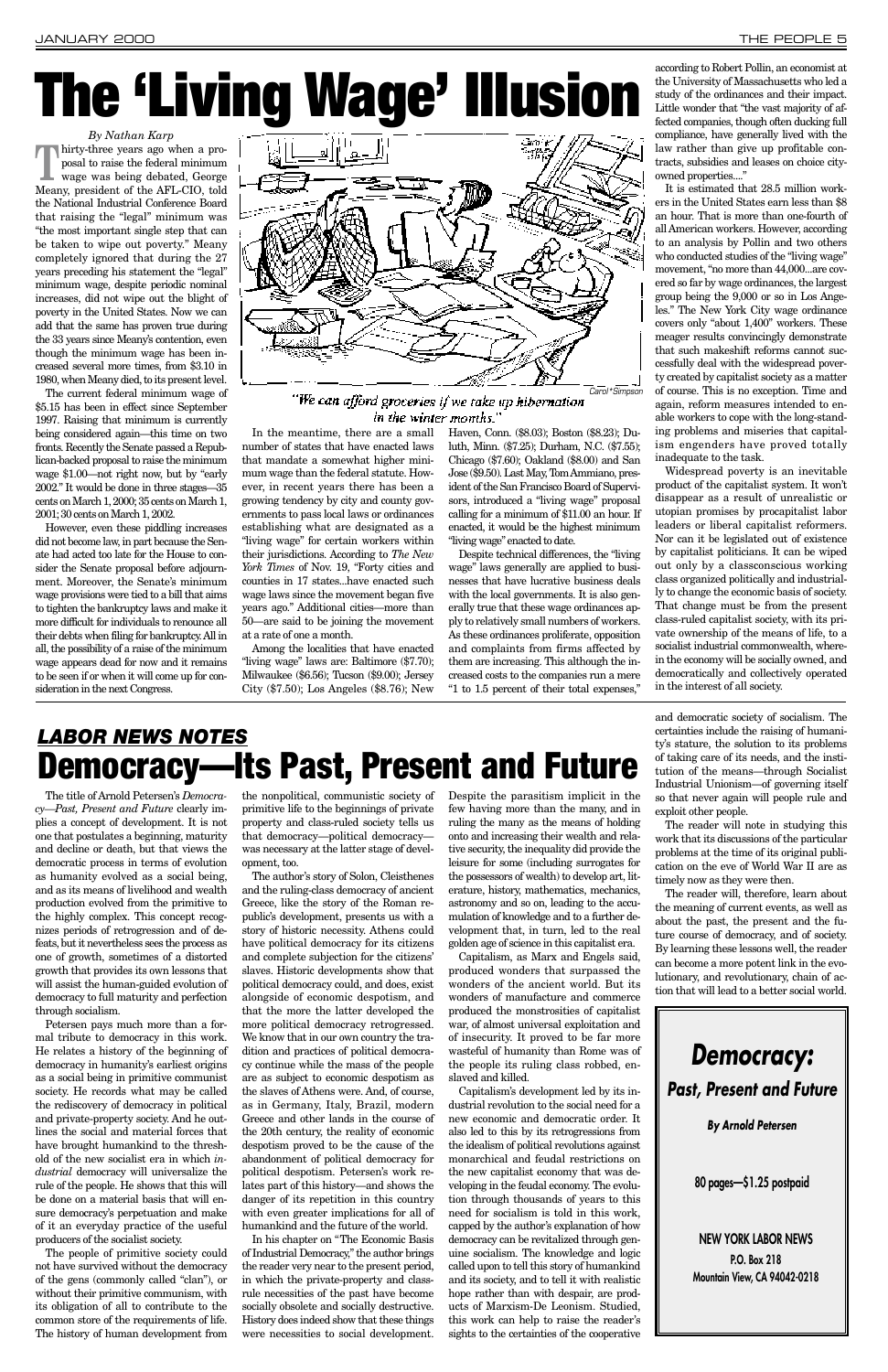# The 'Living Wage' Illusion

*By Nathan Karp*

Thirty-three years ago when a proposal to raise the federal minimum wage was being debated, George Meany, president of the AFL-CIO, told the National Industrial Conference Board that raising the "legal" minimum was "the most important single step that can be taken to wipe out poverty." Meany completely ignored that during the 27 years preceding his statement the "legal" minimum wage, despite periodic nominal increases, did not wipe out the blight of poverty in the United States. Now we can add that the same has proven true during the 33 years since Meany's contention, even though the minimum wage has been increased several more times, from $3.10 in 1980, when Meany died, to its present level.

The current federal minimum wage of $5.15 has been in effect since September 1997. Raising that minimum is currently being considered again—this time on two fronts. Recently the Senate passed a Republican-backed proposal to raise the minimum wage $1.00—not right now, but by "early 2002." It would be done in three stages—35 cents on March 1, 2000; 35 cents on March 1, 2001; 30 cents on March 1, 2002.

However, even these piddling increases did not become law, in part because the Senate had acted too late for the House to consider the Senate proposal before adjournment. Moreover, the Senate's minimum wage provisions were tied to a bill that aims to tighten the bankruptcy laws and make it more difficult for individuals to renounce all their debts when filing for bankruptcy. All in all, the possibility of a raise of the minimum wage appears dead for now and it remains to be seen if or when it will come up for consideration in the next Congress.

"We can afford groceries if we take up hibernation in the winter months."

Carol*Simpson

In the meantime, there are a small number of states that have enacted laws that mandate a somewhat higher minimum wage than the federal statute. However, in recent years there has been a growing tendency by city and county governments to pass local laws or ordinances establishing what are designated as a "living wage" for certain workers within their jurisdictions. According to *The New York Times* of Nov. 19, "Forty cities and counties in 17 states...have enacted such wage laws since the movement began five years ago." Additional cities—more than 50—are said to be joining the movement at a rate of one a month.

Among the localities that have enacted "living wage" laws are: Baltimore ($7.70); Milwaukee ($6.56); Tucson ($9.00); Jersey City ($7.50); Los Angeles ($8.76); New Haven, Conn. ($8.03); Boston ($8.23); Duluth, Minn. ($7.25); Durham, N.C. ($7.55); Chicago ($7.60); Oakland ($8.00) and San Jose ($9.50). Last May, Tom Ammiano, president of the San Francisco Board of Supervisors, introduced a "living wage" proposal calling for a minimum of $11.00 an hour. If enacted, it would be the highest minimum "living wage" enacted to date.

Despite technical differences, the "living wage" laws generally are applied to businesses that have lucrative business deals with the local governments. It is also generally true that these wage ordinances apply to relatively small numbers of workers. As these ordinances proliferate, opposition and complaints from firms affected by them are increasing. This although the increased costs to the companies run a mere "1 to 1.5 percent of their total expenses," according to Robert Pollin, an economist at the University of Massachusetts who led a study of the ordinances and their impact. Little wonder that "the vast majority of affected companies, though often ducking full compliance, have generally lived with the law rather than give up profitable contracts, subsidies and leases on choice city-owned properties...."

It is estimated that 28.5 million workers in the United States earn less than $8 an hour. That is more than one-fourth of all American workers. However, according to an analysis by Pollin and two others who conducted studies of the "living wage" movement, "no more than 44,000...are covered so far by wage ordinances, the largest group being the 9,000 or so in Los Angeles." The New York City wage ordinance covers only "about 1,400" workers. These meager results convincingly demonstrate that such makeshift reforms cannot successfully deal with the widespread poverty created by capitalist society as a matter of course. This is no exception. Time and again, reform measures intended to enable workers to cope with the long-standing problems and miseries that capitalism engenders have proved totally inadequate to the task.

Widespread poverty is an inevitable product of the capitalist system. It won't disappear as a result of unrealistic or utopian promises by procapitalist labor leaders or liberal capitalist reformers. Nor can it be legislated out of existence by capitalist politicians. It can be wiped out only by a classconscious working class organized politically and industrially to change the economic basis of society. That change must be from the present class-ruled capitalist society, with its private ownership of the means of life, to a socialist industrial commonwealth, wherein the economy will be socially owned, and democratically and collectively operated in the interest of all society.

## *LABOR NEWS NOTES*

# Democracy—Its Past, Present and Future

The title of Arnold Petersen's *Democracy—Past, Present and Future* clearly implies a concept of development. It is not one that postulates a beginning, maturity and decline or death, but that views the democratic process in terms of evolution as humanity evolved as a social being, and as its means of livelihood and wealth production evolved from the primitive to the highly complex. This concept recognizes periods of retrogression and of defeats, but it nevertheless sees the process as one of growth, sometimes of a distorted growth that provides its own lessons that will assist the human-guided evolution of democracy to full maturity and perfection through socialism.

Petersen pays much more than a formal tribute to democracy in this work. He relates a history of the beginning of democracy in humanity's earliest origins as a social being in primitive communist society. He records what may be called the rediscovery of democracy in political and private-property society. And he outlines the social and material forces that have brought humankind to the threshold of the new socialist era in which *industrial* democracy will universalize the rule of the people. He shows that this will be done on a material basis that will ensure democracy's perpetuation and make of it an everyday practice of the useful producers of the socialist society.

The people of primitive society could not have survived without the democracy of the gens (commonly called "clan"), or without their primitive communism, with its obligation of all to contribute to the common store of the requirements of life. The history of human development from the nonpolitical, communistic society of primitive life to the beginnings of private property and class-ruled society tells us that democracy—political democracy—was necessary at the latter stage of development, too.

The author's story of Solon, Cleisthenes and the ruling-class democracy of ancient Greece, like the story of the Roman republic's development, presents us with a story of historic necessity. Athens could have political democracy for its citizens and complete subjection for the citizens' slaves. Historic developments show that political democracy could, and does, exist alongside of economic despotism, and that the more the latter developed the more political democracy retrogressed. We know that in our own country the tradition and practices of political democracy continue while the mass of the people are as subject to economic despotism as the slaves of Athens were. And, of course, as in Germany, Italy, Brazil, modern Greece and other lands in the course of the 20th century, the reality of economic despotism proved to be the cause of the abandonment of political democracy for political despotism. Petersen's work relates part of this history—and shows the danger of its repetition in this country with even greater implications for all of humankind and the future of the world.

In his chapter on "The Economic Basis of Industrial Democracy," the author brings the reader very near to the present period, in which the private-property and class-rule necessities of the past have become socially obsolete and socially destructive. History does indeed show that these things were necessities to social development. Despite the parasitism implicit in the few having more than the many, and in ruling the many as the means of holding onto and increasing their wealth and relative security, the inequality did provide the leisure for some (including surrogates for the possessors of wealth) to develop art, literature, history, mathematics, mechanics, astronomy and so on, leading to the accumulation of knowledge and to a further development that, in turn, led to the real golden age of science in this capitalist era.

Capitalism, as Marx and Engels said, produced wonders that surpassed the wonders of the ancient world. But its wonders of manufacture and commerce produced the monstrosities of capitalist war, of almost universal exploitation and of insecurity. It proved to be far more wasteful of humanity than Rome was of the people its ruling class robbed, enslaved and killed.

Capitalism's development led by its industrial revolution to the social need for a new economic and democratic order. It also led to this by its retrogressions from the idealism of political revolutions against monarchical and feudal restrictions on the new capitalist economy that was developing in the feudal economy. The evolution through thousands of years to this need for socialism is told in this work, capped by the author's explanation of how democracy can be revitalized through genuine socialism. The knowledge and logic called upon to tell this story of humankind and its society, and to tell it with realistic hope rather than with despair, are products of Marxism-De Leonism. Studied, this work can help to raise the reader's sights to the certainties of the cooperative and democratic society of socialism. The certainties include the raising of humanity's stature, the solution to its problems of taking care of its needs, and the institution of the means—through Socialist Industrial Unionism—of governing itself so that never again will people rule and exploit other people.

The reader will note in studying this work that its discussions of the particular problems at the time of its original publication on the eve of World War II are as timely now as they were then.

The reader will, therefore, learn about the meaning of current events, as well as about the past, the present and the future course of democracy, and of society. By learning these lessons well, the reader can become a more potent link in the evolutionary, and revolutionary, chain of action that will lead to a better social world.

**_Democracy:_**
**_Past, Present and Future_**

***By Arnold Petersen***

**80 pages—$1.25 postpaid**

**NEW YORK LABOR NEWS**
**P.O. Box 218**
**Mountain View, CA 94042-0218**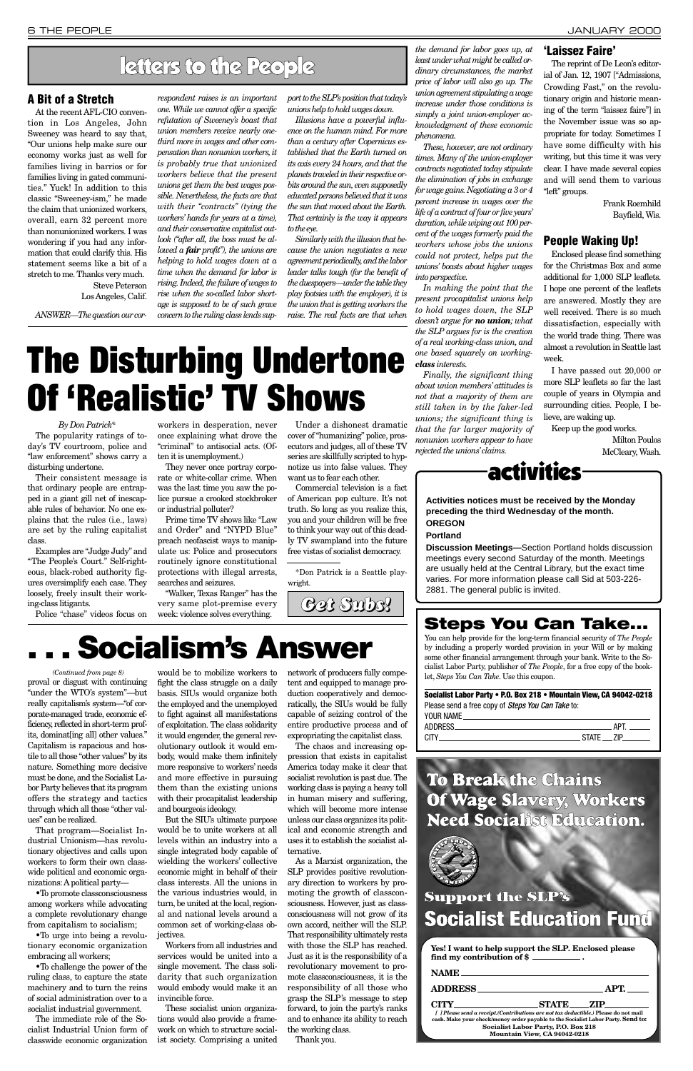# letters to the People

### A Bit of a Stretch

At the recent AFL-CIO convention in Los Angeles, John Sweeney was heard to say that, "Our unions help make sure our economy works just as well for families living in barrios or for families living in gated communities." Yuck! In addition to this classic "Sweeney-ism," he made the claim that unionized workers, overall, earn 32 percent more than nonunionized workers. I was wondering if you had any information that could clarify this. His statement seems like a bit of a stretch to me. Thanks very much.

Steve Peterson
Los Angeles, Calif.

*ANSWER—The question our correspondent raises is an important one. While we cannot offer a specific refutation of Sweeney's boast that union members receive nearly one-third more in wages and other compensation than nonunion workers, it is probably true that unionized workers believe that the present unions get them the best wages possible. Nevertheless, the facts are that with their "contracts" (tying the workers' hands for years at a time), and their conservative capitalist outlook ("after all, the boss must be allowed a **fair** profit"), the unions are helping to hold wages down at a time when the demand for labor is rising. Indeed, the failure of wages to rise when the so-called labor shortage is supposed to be of such grave concern to the ruling class lends support to the SLP's position that today's unions help to hold wages down.*

*Illusions have a powerful influence on the human mind. For more than a century after Copernicus established that the Earth turned on its axis every 24 hours, and that the planets traveled in their respective orbits around the sun, even supposedly educated persons believed that it was the sun that moved about the Earth. That certainly is the way it appears to the eye.*

*Similarly with the illusion that because the union negotiates a new agreement periodically, and the labor leader talks tough (for the benefit of the duespayers—under the table they play footsies with the employer), it is the union that is getting workers the raise. The real facts are that when the demand for labor goes up, at least under what might be called ordinary circumstances, the market price of labor will also go up. The union agreement stipulating a wage increase under those conditions is simply a joint union-employer acknowledgment of these economic phenomena.*

*These, however, are not ordinary times. Many of the union-employer contracts negotiated today stipulate the elimination of jobs in exchange for wage gains. Negotiating a 3 or 4 percent increase in wages over the life of a contract of four or five years' duration, while wiping out 100 percent of the wages formerly paid the workers whose jobs the unions could not protect, helps put the unions' boasts about higher wages into perspective.*

*In making the point that the present procapitalist unions help to hold wages down, the SLP doesn't argue for **no union**; what the SLP argues for is the creation of a real working-class union, and one based squarely on working-**class** interests.*

*Finally, the significant thing about union members' attitudes is not that a majority of them are still taken in by the faker-led unions; the significant thing is that the far larger majority of nonunion workers appear to have rejected the unions' claims.*

### 'Laissez Faire'

The reprint of De Leon's editorial of Jan. 12, 1907 ["Admissions, Crowding Fast," on the revolutionary origin and historic meaning of the term "laissez faire"] in the November issue was so appropriate for today. Sometimes I have some difficulty with his writing, but this time it was very clear. I have made several copies and will send them to various "left" groups.

Frank Roemhild
Bayfield, Wis.

### People Waking Up!

Enclosed please find something for the Christmas Box and some additional for 1,000 SLP leaflets. I hope one percent of the leaflets are answered. Mostly they are well received. There is so much dissatisfaction, especially with the world trade thing. There was almost a revolution in Seattle last week.

I have passed out 20,000 or more SLP leaflets so far the last couple of years in Olympia and surrounding cities. People, I believe, are waking up.

Keep up the good works.

Milton Poulos
McCleary, Wash.

# The Disturbing Undertone Of 'Realistic' TV Shows

*By Don Patrick**

The popularity ratings of today's TV courtroom, police and "law enforcement" shows carry a disturbing undertone.

Their consistent message is that ordinary people are entrapped in a giant gill net of inescapable rules of behavior. No one explains that the rules (i.e., laws) are set by the ruling capitalist class.

Examples are "Judge Judy" and "The People's Court." Self-righteous, black-robed authority figures oversimplify each case. They loosely, freely insult their working-class litigants.

Police "chase" videos focus on workers in desperation, never once explaining what drove the "criminal" to antisocial acts. (Often it is unemployment.)

They never once portray corporate or white-collar crime. When was the last time you saw the police pursue a crooked stockbroker or industrial polluter?

Prime time TV shows like "Law and Order" and "NYPD Blue" preach neofascist ways to manipulate us: Police and prosecutors routinely ignore constitutional protections with illegal arrests, searches and seizures.

"Walker, Texas Ranger" has the very same plot-premise every week: violence solves everything.

Under a dishonest dramatic cover of "humanizing" police, prosecutors and judges, all of these TV series are skillfully scripted to hypnotize us into false values. They want us to fear each other.

Commercial television is a fact of American pop culture. It's not truth. So long as you realize this, you and your children will be free to think your way out of this deadly TV swampland into the future free vistas of socialist democracy.

*Don Patrick is a Seattle playwright.

**Get Subs!**

## activities

**Activities notices must be received by the Monday preceding the third Wednesday of the month.**

**OREGON**

**Portland**

**Discussion Meetings—**Section Portland holds discussion meetings every second Saturday of the month. Meetings are usually held at the Central Library, but the exact time varies. For more information please call Sid at 503-226-2881. The general public is invited.

# . . . Socialism's Answer

*(Continued from page 8)*

proval or disgust with continuing "under the WTO's system"—but really capitalism's system—"of corporate-managed trade, economic efficiency, reflected in short-term profits, dominat[ing all] other values." Capitalism is rapacious and hostile to all those "other values" by its nature. Something more decisive must be done, and the Socialist Labor Party believes that its program offers the strategy and tactics through which all those "other values" can be realized.

That program—Socialist Industrial Unionism—has revolutionary objectives and calls upon workers to form their own classwide political and economic organizations: A political party—

- To promote classconsciousness among workers while advocating a complete revolutionary change from capitalism to socialism;
- To urge into being a revolutionary economic organization embracing all workers;
- To challenge the power of the ruling class, to capture the state machinery and to turn the reins of social administration over to a socialist industrial government.

The immediate role of the Socialist Industrial Union form of classwide economic organization would be to mobilize workers to fight the class struggle on a daily basis. SIUs would organize both the employed and the unemployed to fight against all manifestations of exploitation. The class solidarity it would engender, the general revolutionary outlook it would embody, would make them infinitely more responsive to workers' needs and more effective in pursuing them than the existing unions with their procapitalist leadership and bourgeois ideology.

But the SIU's ultimate purpose would be to unite workers at all levels within an industry into a single integrated body capable of wielding the workers' collective economic might in behalf of their class interests. All the unions in the various industries would, in turn, be united at the local, regional and national levels around a common set of working-class objectives.

Workers from all industries and services would be united into a single movement. The class solidarity that such organization would embody would make it an invincible force.

These socialist union organizations would also provide a framework on which to structure socialist society. Comprising a united network of producers fully competent and equipped to manage production cooperatively and democratically, the SIUs would be fully capable of seizing control of the entire productive process and of expropriating the capitalist class.

The chaos and increasing oppression that exists in capitalist America today make it clear that socialist revolution is past due. The working class is paying a heavy toll in human misery and suffering, which will become more intense unless our class organizes its political and economic strength and uses it to establish the socialist alternative.

As a Marxist organization, the SLP provides positive revolutionary direction to workers by promoting the growth of classconsciousness. However, just as classconsciousness will not grow of its own accord, neither will the SLP. That responsibility ultimately rests with those the SLP has reached. Just as it is the responsibility of a revolutionary movement to promote classconsciousness, it is the responsibility of all those who grasp the SLP's message to step forward, to join the party's ranks and to enhance its ability to reach the working class.

Thank you.

## Steps You Can Take...

You can help provide for the long-term financial security of *The People* by including a properly worded provision in your Will or by making some other financial arrangement through your bank. Write to the Socialist Labor Party, publisher of *The People*, for a free copy of the booklet, *Steps You Can Take*. Use this coupon.

**Socialist Labor Party • P.O. Box 218 • Mountain View, CA 94042-0218**

Please send a free copy of *Steps You Can Take* to:

YOUR NAME ______

ADDRESS ______ APT. ______

CITY ______ STATE ___ ZIP ______

## To Break the Chains Of Wage Slavery, Workers Need Socialist Education.

## Support the SLP's Socialist Education Fund

**Yes! I want to help support the SLP. Enclosed please find my contribution of $ ______ .**

**NAME** ______

**ADDRESS** ______ **APT.** ______

**CITY** ______ **STATE** ____ **ZIP** ______

*[ ] Please send a receipt. (Contributions are not tax deductible.)* **Please do not mail cash. Make your check/money order payable to the Socialist Labor Party. Send to: Socialist Labor Party, P.O. Box 218 Mountain View, CA 94042-0218**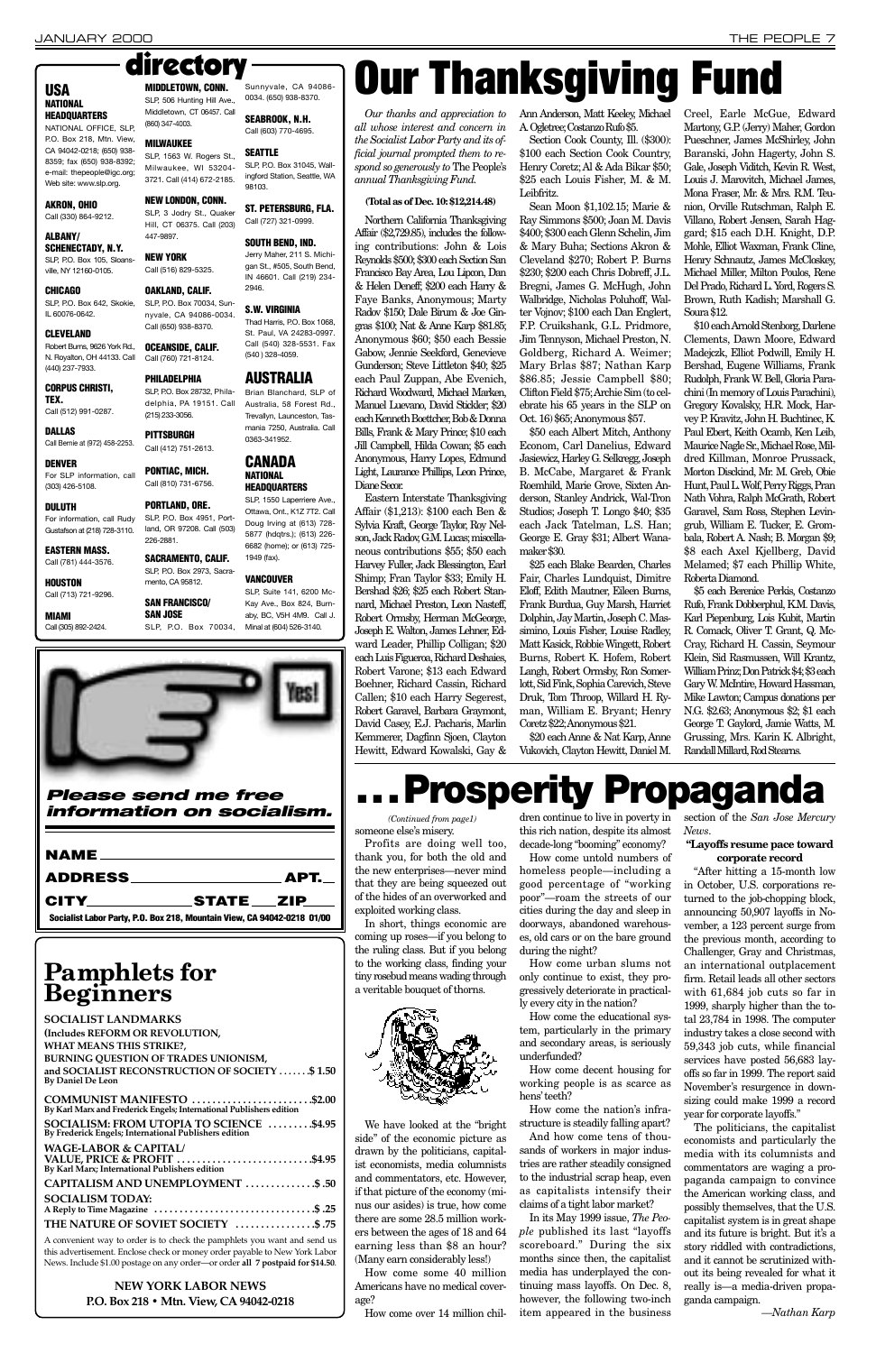# directory

## USA

### NATIONAL HEADQUARTERS

NATIONAL OFFICE, SLP, P.O. Box 218, Mtn. View, CA 94042-0218; (650) 938-8359; fax (650) 938-8392; e-mail: thepeople@igc.org; Web site: www.slp.org.

**AKRON, OHIO**
Call (330) 864-9212.

**ALBANY/ SCHENECTADY, N.Y.**
SLP, P.O. Box 105, Sloansville, NY 12160-0105.

**CHICAGO**
SLP, P.O. Box 642, Skokie, IL 60076-0642.

**CLEVELAND**
Robert Burns, 9626 York Rd., N. Royalton, OH 44133. Call (440) 237-7933.

**CORPUS CHRISTI, TEX.**
Call (512) 991-0287.

**DALLAS**
Call Bernie at (972) 458-2253.

**DENVER**
For SLP information, call (303) 426-5108.

**DULUTH**
For information, call Rudy Gustafson at (218) 728-3110.

**EASTERN MASS.**
Call (781) 444-3576.

**HOUSTON**
Call (713) 721-9296.

**MIAMI**
Call (305) 892-2424.

**MIDDLETOWN, CONN.**
SLP, 506 Hunting Hill Ave., Middletown, CT 06457. Call (860) 347-4003.

**MILWAUKEE**
SLP, 1563 W. Rogers St., Milwaukee, WI 53204-3721. Call (414) 672-2185.

**NEW LONDON, CONN.**
SLP, 3 Jodry St., Quaker Hill, CT 06375. Call (203) 447-9897.

**NEW YORK**
Call (516) 829-5325.

**OAKLAND, CALIF.**
SLP, P.O. Box 70034, Sunnyvale, CA 94086-0034. Call (650) 938-8370.

**OCEANSIDE, CALIF.**
Call (760) 721-8124.

**PHILADELPHIA**
SLP, P.O. Box 28732, Philadelphia, PA 19151. Call (215) 233-3056.

**PITTSBURGH**
Call (412) 751-2613.

**PONTIAC, MICH.**
Call (810) 731-6756.

**PORTLAND, ORE.**
SLP, P.O. Box 4951, Portland, OR 97208. Call (503) 226-2881.

**SACRAMENTO, CALIF.**
SLP, P.O. Box 2973, Sacramento, CA 95812.

**SAN FRANCISCO/ SAN JOSE**
SLP, P.O. Box 70034, Sunnyvale, CA 94086-0034. (650) 938-8370.

**SEABROOK, N.H.**
Call (603) 770-4695.

**SEATTLE**
SLP, P.O. Box 31045, Wallingford Station, Seattle, WA 98103.

**ST. PETERSBURG, FLA.**
Call (727) 321-0999.

**SOUTH BEND, IND.**
Jerry Maher, 211 S. Michigan St., #505, South Bend, IN 46601. Call (219) 234-2946.

**S.W. VIRGINIA**
Thad Harris, P.O. Box 1068, St. Paul, VA 24283-0997. Call (540) 328-5531. Fax (540) 328-4059.

## AUSTRALIA

Brian Blanchard, SLP of Australia, 58 Forest Rd., Trevallyn, Launceston, Tasmania 7250, Australia. Call 0363-341952.

## CANADA

### NATIONAL HEADQUARTERS

SLP, 1550 Laperriere Ave., Ottawa, Ont., K1Z 7T2. Call Doug Irving at (613) 728-5877 (hdqtrs.); (613) 226-6682 (home); or (613) 725-1949 (fax).

**VANCOUVER**
SLP, Suite 141, 6200 McKay Ave., Box 824, Burnaby, BC, V5H 4M9. Call J. Minal at (604) 526-3140.

---

*Please send me free information on socialism.*

NAME ______________________

ADDRESS ______________________ APT.___

CITY______________ STATE ____ ZIP____

**Socialist Labor Party, P.O. Box 218, Mountain View, CA 94042-0218 01/00**

---

# Pamphlets for Beginners

**SOCIALIST LANDMARKS**
**(Includes REFORM OR REVOLUTION, WHAT MEANS THIS STRIKE?, BURNING QUESTION OF TRADES UNIONISM, and SOCIALIST RECONSTRUCTION OF SOCIETY** ....... **$ 1.50**
**By Daniel De Leon**

**COMMUNIST MANIFESTO** ....................... **$2.00**
**By Karl Marx and Frederick Engels; International Publishers edition**

**SOCIALISM: FROM UTOPIA TO SCIENCE** ......... **$4.95**
**By Frederick Engels; International Publishers edition**

**WAGE-LABOR & CAPITAL/ VALUE, PRICE & PROFIT** .......................... **$4.95**
**By Karl Marx; International Publishers edition**

**CAPITALISM AND UNEMPLOYMENT** ............. **$ .50**

**SOCIALISM TODAY: A Reply to Time Magazine** ............................... **$ .25**

**THE NATURE OF SOVIET SOCIETY** ................ **$ .75**

A convenient way to order is to check the pamphlets you want and send us this advertisement. Enclose check or money order payable to New York Labor News. Include $1.00 postage on any order—or order **all 7 postpaid for $14.50**.

**NEW YORK LABOR NEWS**
**P.O. Box 218 • Mtn. View, CA 94042-0218**

---

# Our Thanksgiving Fund

*Our thanks and appreciation to all whose interest and concern in the Socialist Labor Party and its official journal prompted them to respond so generously to* The People's *annual Thanksgiving Fund.*

**(Total as of Dec. 10: $12,214.48)**

Northern California Thanksgiving Affair ($2,729.85), includes the following contributions: John & Lois Reynolds $500; $300 each Section San Francisco Bay Area, Lou Lipcon, Dan & Helen Deneff; $200 each Harry & Faye Banks, Anonymous; Marty Radov $150; Dale Birum & Joe Gingras $100; Nat & Anne Karp $81.85; Anonymous $60; $50 each Bessie Gabow, Jennie Seekford, Genevieve Gunderson; Steve Littleton $40; $25 each Paul Zuppan, Abe Evenich, Richard Woodward, Michael Marken, Manuel Luevano, David Stickler; $20 each Kenneth Boettcher, Bob & Donna Bills, Frank & Mary Prince; $10 each Jill Campbell, Hilda Cowan; $5 each Anonymous, Harry Lopes, Edmund Light, Laurance Phillips, Leon Prince, Diane Secor.

Eastern Interstate Thanksgiving Affair ($1,213): $100 each Ben & Sylvia Kraft, George Taylor, Roy Nelson, Jack Radov, G.M. Lucas; miscellaneous contributions $55; $50 each Harvey Fuller, Jack Blessington, Earl Shimp; Fran Taylor $33; Emily H. Bershad $26; $25 each Robert Stannard, Michael Preston, Leon Nasteff, Robert Ormsby, Herman McGeorge, Joseph E. Walton, James Lehner, Edward Leader, Phillip Colligan; $20 each Luis Figueroa, Richard Deshaies, Robert Varone; $13 each Edward Boehner, Richard Cassin, Richard Callen; $10 each Harry Segerest, Robert Garavel, Barbara Graymont, David Casey, E.J. Pacharis, Marlin Kemmerer, Dagfinn Sjoen, Clayton Hewitt, Edward Kowalski, Gay & Ann Anderson, Matt Keeley, Michael A. Ogletree; Costanzo Rufo $5.

Section Cook County, Ill. ($300): $100 each Section Cook County, Henry Coretz; Al & Ada Bikar $50; $25 each Louis Fisher, M. & M. Leibfritz.

Sean Moon $1,102.15; Marie & Ray Simmons $500; Joan M. Davis $400; $300 each Glenn Schelin, Jim & Mary Buha; Sections Akron & Cleveland $270; Robert P. Burns $230; $200 each Chris Dobreff, J.L. Bregni, James G. McHugh, John Walbridge, Nicholas Poluhoff, Walter Vojnov; $100 each Dan Englert, F.P. Cruikshank, G.L. Pridmore, Jim Tennyson, Michael Preston, N. Goldberg, Richard A. Weimer; Mary Brlas $87; Nathan Karp $86.85; Jessie Campbell $80; Clifton Field $75; Archie Sim (to celebrate his 65 years in the SLP on Oct. 16) $65; Anonymous $57.

$50 each Albert Mitch, Anthony Econom, Carl Danelius, Edward Jasiewicz, Harley G. Selkregg, Joseph B. McCabe, Margaret & Frank Roemhild, Marie Grove, Sixten Anderson, Stanley Andrick, Wal-Tron Studios; Joseph T. Longo $40; $35 each Jack Tatelman, L.S. Han; George E. Gray $31; Albert Wanamaker $30.

$25 each Blake Bearden, Charles Fair, Charles Lundquist, Dimitre Eloff, Edith Mautner, Eileen Burns, Frank Burdua, Guy Marsh, Harriet Dolphin, Jay Martin, Joseph C. Massimino, Louis Fisher, Louise Radley, Matt Kasick, Robbie Wingett, Robert Burns, Robert K. Hofem, Robert Langh, Robert Ormsby, Ron Somerlott, Sid Fink, Sophia Carevich, Steve Druk, Tom Throop, Willard H. Ryman, William E. Bryant; Henry Coretz $22; Anonymous $21.

$20 each Anne & Nat Karp, Anne Vukovich, Clayton Hewitt, Daniel M. Creel, Earle McGue, Edward Martony, G.P. (Jerry) Maher, Gordon Pueschner, James McShirley, John Baranski, John Hagerty, John S. Gale, Joseph Viditch, Kevin R. West, Louis J. Marovitch, Michael James, Mona Fraser, Mr. & Mrs. R.M. Teunion, Orville Rutschman, Ralph E. Villano, Robert Jensen, Sarah Haggard; $15 each D.H. Knight, D.P. Mohle, Elliot Waxman, Frank Cline, Henry Schnautz, James McCloskey, Michael Miller, Milton Poulos, Rene Del Prado, Richard L. Yord, Rogers S. Brown, Ruth Kadish; Marshall G. Soura $12.

$10 each Arnold Stenborg, Darlene Clements, Dawn Moore, Edward Madejczk, Elliot Podwill, Emily H. Bershad, Eugene Williams, Frank Rudolph, Frank W. Bell, Gloria Parachini (In memory of Louis Parachini), Gregory Kovalsky, H.R. Mock, Harvey P. Kravitz, John H. Buchtinec, K. Paul Ebert, Keith Ocamb, Ken Leib, Maurice Nagle Sr., Michael Rose, Mildred Killman, Monroe Prussack, Morton Disckind, Mr. M. Greb, Obie Hunt, Paul L. Wolf, Perry Riggs, Pran Nath Vohra, Ralph McGrath, Robert Garavel, Sam Ross, Stephen Levingrub, William E. Tucker, E. Grombala, Robert A. Nash; B. Morgan $9; $8 each Axel Kjellberg, David Melamed; $7 each Phillip White, Roberta Diamond.

$5 each Berenice Perkis, Costanzo Rufo, Frank Dobberphul, K.M. Davis, Karl Piepenburg, Lois Kubit, Martin R. Comack, Oliver T. Grant, Q. McCray, Richard H. Cassin, Seymour Klein, Sid Rasmussen, Will Krantz, William Prinz; Don Patrick $4; $3 each Gary W. McIntire, Howard Hassman, Mike Lawton; Campus donations per N.G. $2.63; Anonymous $2; $1 each George T. Gaylord, Jamie Watts, M. Grussing, Mrs. Karin K. Albright, Randall Millard, Rod Stearns.

---

# . . . Prosperity Propaganda

*(Continued from page1)*

someone else's misery.

Profits are doing well too, thank you, for both the old and the new enterprises—never mind that they are being squeezed out of the hides of an overworked and exploited working class.

In short, things economic are coming up roses—if you belong to the ruling class. But if you belong to the working class, finding your tiny rosebud means wading through a veritable bouquet of thorns.

We have looked at the "bright side" of the economic picture as drawn by the politicians, capitalist economists, media columnists and commentators, etc. However, if that picture of the economy (minus our asides) is true, how come there are some 28.5 million workers between the ages of 18 and 64 earning less than $8 an hour? (Many earn considerably less!)

How come some 40 million Americans have no medical coverage?

How come over 14 million children continue to live in poverty in this rich nation, despite its almost decade-long "booming" economy?

How come untold numbers of homeless people—including a good percentage of "working poor"—roam the streets of our cities during the day and sleep in doorways, abandoned warehouses, old cars or on the bare ground during the night?

How come urban slums not only continue to exist, they progressively deteriorate in practically every city in the nation?

How come the educational system, particularly in the primary and secondary areas, is seriously underfunded?

How come decent housing for working people is as scarce as hens' teeth?

How come the nation's infrastructure is steadily falling apart?

And how come tens of thousands of workers in major industries are rather steadily consigned to the industrial scrap heap, even as capitalists intensify their claims of a tight labor market?

In its May 1999 issue, *The People* published its last "layoffs scoreboard." During the six months since then, the capitalist media has underplayed the continuing mass layoffs. On Dec. 8, however, the following two-inch item appeared in the business section of the *San Jose Mercury News*.

**"Layoffs resume pace toward corporate record**

"After hitting a 15-month low in October, U.S. corporations returned to the job-chopping block, announcing 50,907 layoffs in November, a 123 percent surge from the previous month, according to Challenger, Gray and Christmas, an international outplacement firm. Retail leads all other sectors with 61,684 job cuts so far in 1999, sharply higher than the total 23,784 in 1998. The computer industry takes a close second with 59,343 job cuts, while financial services have posted 56,683 layoffs so far in 1999. The report said November's resurgence in downsizing could make 1999 a record year for corporate layoffs."

The politicians, the capitalist economists and particularly the media with its columnists and commentators are waging a propaganda campaign to convince the American working class, and possibly themselves, that the U.S. capitalist system is in great shape and its future is bright. But it's a story riddled with contradictions, and it cannot be scrutinized without its being revealed for what it really is—a media-driven propaganda campaign.

*—Nathan Karp*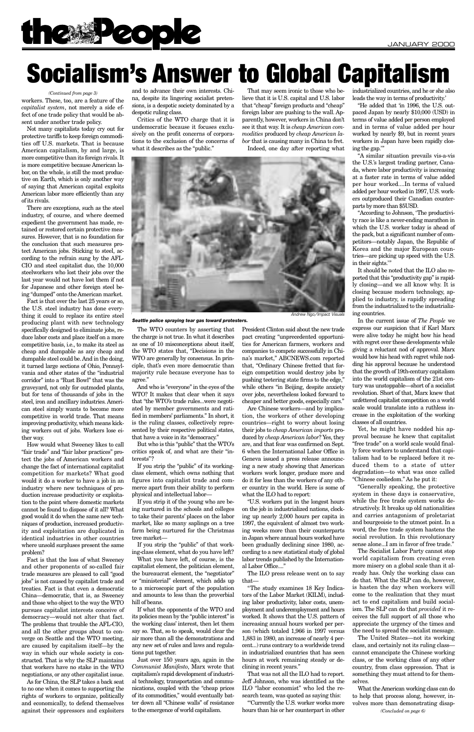# Socialism's Answer to Global Capitalism

*(Continued from page 3)*

workers. These, too, are a feature of the *capitalist system*, not merely a side effect of one trade policy that would be absent under another trade policy.

Not many capitalists today cry out for protective tariffs to keep foreign commodities off U.S. markets. That is because American capitalism, by and large, is more competitive than its foreign rivals. It is more competitive because American labor, on the whole, is still the most productive on Earth, which is only another way of saying that American capital exploits American labor more efficiently than any of its rivals.

There are exceptions, such as the steel industry, of course, and where deemed expedient the government has made, retained or restored certain protective measures. However, that is no foundation for the conclusion that such measures protect American jobs. Sticking to steel, according to the refrain sung by the AFL-CIO and steel capitalist duo, the 10,000 steelworkers who lost their jobs over the last year would not have lost them if not for Japanese and other foreign steel being "dumped" onto the American market.

Fact is that over the last 25 years or so, the U.S. steel industry has done everything it could to replace its entire steel producing plant with new technology specifically designed to eliminate jobs, reduce labor costs and place itself on a more competitive basis, i.e., to make its steel as cheap and dumpable as any cheap and dumpable steel could be. And in the doing, it turned large sections of Ohio, Pennsylvania and other states of the "industrial corridor" into a "Rust Bowl" that was the graveyard, not only for outmoded plants, but for tens of thousands of jobs in the steel, iron and ancillary industries. American steel simply wants to become more competitive in world trade. That means improving productivity, which means kicking workers out of jobs. Workers lose either way.

How would what Sweeney likes to call "fair trade" and "fair labor practices" protect the jobs of American workers and change the fact of international capitalist competition for markets? What good would it do a worker to have a job in an industry where new techniques of production increase productivity or exploitation to the point where domestic markets cannot be found to dispose of it all? What good would it do when the same new techniques of production, increased productivity and exploitation are duplicated in identical industries in other countries where unsold surpluses present the same problem?

Fact is that the loss of what Sweeney and other proponents of so-called fair trade measures are pleased to call "good jobs" is not caused by capitalist trade and treaties. Fact is that even a democratic China—democratic, that is, as Sweeney and those who object to the way the WTO pursues capitalist interests conceive of democracy—would not alter that fact. The problems that trouble the AFL-CIO, and all the other groups about to converge on Seattle and the WTO meeting, are caused by capitalism itself—by the way in which our whole society is constructed. That is why the SLP maintains that workers have no stake in the WTO negotiations, or any other capitalist issue.

As for China, the SLP takes a back seat to no one when it comes to supporting the rights of workers to organize, politically and economically, to defend themselves against their oppressors and exploiters and to advance their own interests. China, despite its lingering socialist pretensions, is a despotic society dominated by a despotic ruling class.

Critics of the WTO charge that it is undemocratic because it focuses exclusively on the profit concerns of corporations to the exclusion of the concerns of what it describes as the "public."

That may seem ironic to those who believe that it is U.S. capital and U.S. labor that "cheap" foreign products and "cheap" foreign labor are pushing to the wall. Apparently, however, workers in China don't see it that way. It is *cheap American commodities* produced by *cheap American labor* that is causing many in China to fret.

Indeed, one day after reporting what

Andrew Ngo/Impact Visuals

***Seattle police spraying tear gas toward protesters.***

The WTO counters by asserting that the charge is not true. In what it describes as one of 10 misconceptions about itself, the WTO states that, "Decisions in the WTO are generally by consensus. In principle, that's even more democratic than majority rule because everyone has to agree."

And who is "everyone" in the eyes of the WTO? It makes that clear when it says that "the WTO's trade rules...were negotiated by member governments and ratified in members' parliaments." In short, it is the ruling classes, collectively represented by their respective political states, that have a voice in its "democracy."

But who is this "public" that the WTO's critics speak of, and what are their "interests"?

If you strip the "public" of its working-class element, which owns nothing that figures into capitalist trade and commerce apart from their ability to perform physical and intellectual labor—

If you strip it of the young who are being nurtured in the schools and colleges to take their parents' places on the labor market, like so many saplings on a tree farm being nurtured for the Christmas tree market—

If you strip the "public" of that working-class element, what do you have left?

What you have left, of course, is the capitalist element, the politician element, the bureaucrat element, the "negotiator" or "ministerial" element, which adds up to a microscopic part of the population and amounts to less than the proverbial hill of beans.

If what the opponents of the WTO and its policies mean by the "public interest" is the working class' interest, then let them say so. That, so to speak, would clear the air more than all the demonstrations and any new set of rules and laws and regulations put together.

Just over 150 years ago, again in the *Communist Manifesto*, Marx wrote that capitalism's rapid development of industrial technology, transportation and communications, coupled with the "cheap prices of its commodities," would eventually batter down all "Chinese walls" of resistance to the emergence of world capitalism.

President Clinton said about the new trade pact creating "unprecedented opportunities for American farmers, workers and companies to compete successfully in China's market," ABCNEWS.com reported that, "Ordinary Chinese fretted that foreign competition would destroy jobs by pushing teetering state firms to the edge," while others "in Beijing, despite anxiety over jobs, nevertheless looked forward to cheaper and better goods, especially cars."

Are Chinese workers—and by implication, the workers of other developing countries—right to worry about losing their jobs to *cheap American imports* produced by *cheap American labor?* Yes, they are, and that fear was confirmed on Sept. 6 when the International Labor Office in Geneva issued a press release announcing a new study showing that American workers work longer, produce more and do it for less than the workers of any other country in the world. Here is some of what the ILO had to report:

"U.S. workers put in the longest hours on the job in industrialized nations, clocking up nearly 2,000 hours per capita in 1997, the equivalent of almost two working weeks more than their counterparts in Japan where annual hours worked have been gradually declining since 1980, according to a new statistical study of global labor trends published by the International Labor Office...."

The ILO press release went on to say that—

"The study examines 18 Key Indicators of the Labor Market (KILM), including labor productivity, labor costs, unemployment and underemployment and hours worked. It shows that the U.S. pattern of increasing annual hours worked per person (which totaled 1,966 in 1997 versus 1,883 in 1980, an increase of nearly 4 percent...) runs contrary to a worldwide trend in industrialized countries that has seen hours at work remaining steady or declining in recent years."

That was not all the ILO had to report. Jeff Johnson, who was identified as the ILO "labor economist" who led the research team, was quoted as saying this:

"'Currently the U.S. worker works more hours than his or her counterpart in other industrialized countries, and he or she also leads the way in terms of productivity.'

"He added that 'in 1996, the U.S. outpaced Japan by nearly $10,000 (USD) in terms of value added per person employed and in terms of value added per hour worked by nearly $9, but in recent years workers in Japan have been rapidly closing the gap.'"

"A similar situation prevails vis-a-vis the U.S.'s largest trading partner, Canada, where labor productivity is increasing at a faster rate in terms of value added per hour worked....In terms of valued added per hour worked in 1997, U.S. workers outproduced their Canadian counterparts by more than $5USD.

"According to Johnson, 'The productivity race is like a never-ending marathon in which the U.S. worker today is ahead of the pack, but a significant number of competitors—notably Japan, the Republic of Korea and the major European countries—are picking up speed with the U.S. in their sights.'"

It should be noted that the ILO also reported that this "productivity gap" is rapidly closing—and we all know why. It is closing because modern technology, applied to industry, is rapidly spreading from the industrialized to the industrializing countries.

In the current issue of *The People* we express our suspicion that if Karl Marx were alive today he might bow his head with regret over these developments while giving a reluctant nod of approval. Marx would bow his head with regret while nodding his approval because he understood that the growth of 19th-century capitalism into the world capitalism of the 21st century was unstoppable—short of a socialist revolution. Short of that, Marx knew that unfettered capitalist competition on a world scale would translate into a ruthless increase in the exploitation of the working classes of all countries.

Yet, he might have nodded his approval because he knew that capitalist "free trade" on a world scale would finally force workers to understand that capitalism had to be replaced before it reduced them to a state of utter degradation—to what was once called "Chinese cooliedom." As he put it:

"Generally speaking, the protective system in these days is conservative, while the free trade system works destructively. It breaks up old nationalities and carries antagonism of proletariat and bourgeoisie to the utmost point. In a word, the free trade system hastens the social revolution. In this revolutionary sense alone...I am in favor of free trade."

The Socialist Labor Party cannot stop world capitalism from creating even more misery on a global scale than it already has. Only the working class can do that. What the SLP can do, however, is hasten the day when workers will come to the realization that they must act to end capitalism and build socialism. The SLP can do that *provided* it receives the full support of all those who appreciate the urgency of the times and the need to spread the socialist message.

The United States—not its working class, and certainly not its ruling class—cannot emancipate the Chinese working class, or the working class of any other country, from class oppression. That is something they must attend to for themselves.

What the American working class can do to help that process along, however, involves more than demonstrating disap-

*(Concluded on page 6)*